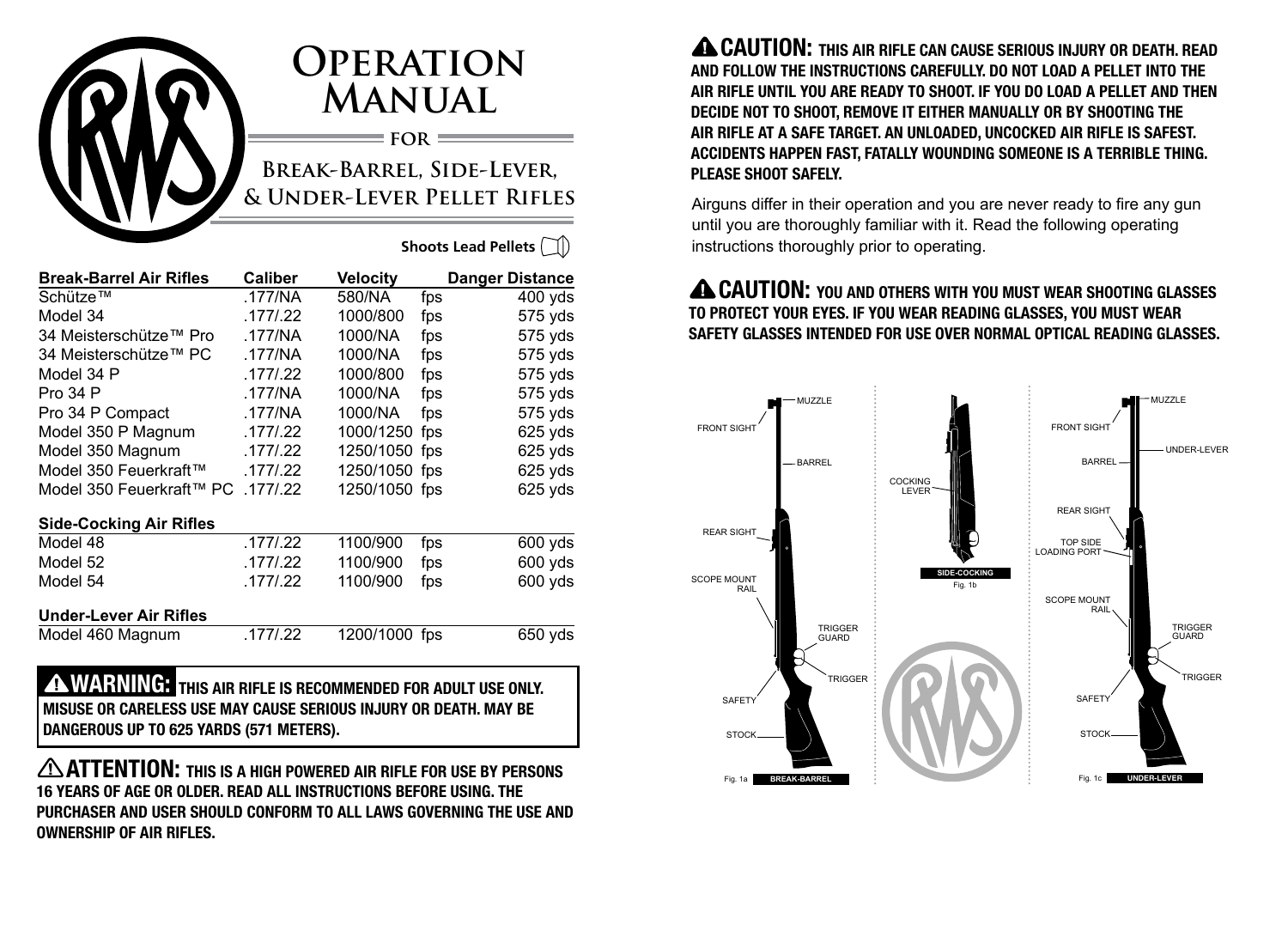# Operation Manual

for

## Break-Barrel, Side-Lever, & Under-Lever Pellet Rifles

Shoots Lead Pellets

| Break-Barrel Air Rifles | Caliber | Velocity | | Danger Distance |
|---|---|---|---|---|
| Schütze™ | .177/NA | 580/NA | fps | 400 yds |
| Model 34 | .177/.22 | 1000/800 | fps | 575 yds |
| 34 Meisterschütze™ Pro | .177/NA | 1000/NA | fps | 575 yds |
| 34 Meisterschütze™ PC | .177/NA | 1000/NA | fps | 575 yds |
| Model 34 P | .177/.22 | 1000/800 | fps | 575 yds |
| Pro 34 P | .177/NA | 1000/NA | fps | 575 yds |
| Pro 34 P Compact | .177/NA | 1000/NA | fps | 575 yds |
| Model 350 P Magnum | .177/.22 | 1000/1250 | fps | 625 yds |
| Model 350 Magnum | .177/.22 | 1250/1050 | fps | 625 yds |
| Model 350 Feuerkraft™ | .177/.22 | 1250/1050 | fps | 625 yds |
| Model 350 Feuerkraft™ PC | .177/.22 | 1250/1050 | fps | 625 yds |
| **Side-Cocking Air Rifles** | | | | |
| Model 48 | .177/.22 | 1100/900 | fps | 600 yds |
| Model 52 | .177/.22 | 1100/900 | fps | 600 yds |
| Model 54 | .177/.22 | 1100/900 | fps | 600 yds |
| **Under-Lever Air Rifles** | | | | |
| Model 460 Magnum | .177/.22 | 1200/1000 | fps | 650 yds |

**WARNING: THIS AIR RIFLE IS RECOMMENDED FOR ADULT USE ONLY. MISUSE OR CARELESS USE MAY CAUSE SERIOUS INJURY OR DEATH. MAY BE DANGEROUS UP TO 625 YARDS (571 METERS).**

**ATTENTION: THIS IS A HIGH POWERED AIR RIFLE FOR USE BY PERSONS 16 YEARS OF AGE OR OLDER. READ ALL INSTRUCTIONS BEFORE USING. THE PURCHASER AND USER SHOULD CONFORM TO ALL LAWS GOVERNING THE USE AND OWNERSHIP OF AIR RIFLES.**

**CAUTION: THIS AIR RIFLE CAN CAUSE SERIOUS INJURY OR DEATH. READ AND FOLLOW THE INSTRUCTIONS CAREFULLY. DO NOT LOAD A PELLET INTO THE AIR RIFLE UNTIL YOU ARE READY TO SHOOT. IF YOU DO LOAD A PELLET AND THEN DECIDE NOT TO SHOOT, REMOVE IT EITHER MANUALLY OR BY SHOOTING THE AIR RIFLE AT A SAFE TARGET. AN UNLOADED, UNCOCKED AIR RIFLE IS SAFEST. ACCIDENTS HAPPEN FAST, FATALLY WOUNDING SOMEONE IS A TERRIBLE THING. PLEASE SHOOT SAFELY.**

Airguns differ in their operation and you are never ready to fire any gun until you are thoroughly familiar with it. Read the following operating instructions thoroughly prior to operating.

**CAUTION: YOU AND OTHERS WITH YOU MUST WEAR SHOOTING GLASSES TO PROTECT YOUR EYES. IF YOU WEAR READING GLASSES, YOU MUST WEAR SAFETY GLASSES INTENDED FOR USE OVER NORMAL OPTICAL READING GLASSES.**

MUZZLE, FRONT SIGHT, BARREL, REAR SIGHT, SCOPE MOUNT RAIL, TRIGGER GUARD, TRIGGER, SAFETY, STOCK

Fig. 1a BREAK-BARREL

COCKING LEVER

SIDE-COCKING Fig. 1b

MUZZLE, FRONT SIGHT, UNDER-LEVER, BARREL, REAR SIGHT, TOP SIDE LOADING PORT, SCOPE MOUNT RAIL, TRIGGER GUARD, TRIGGER, SAFETY, STOCK

Fig. 1c UNDER-LEVER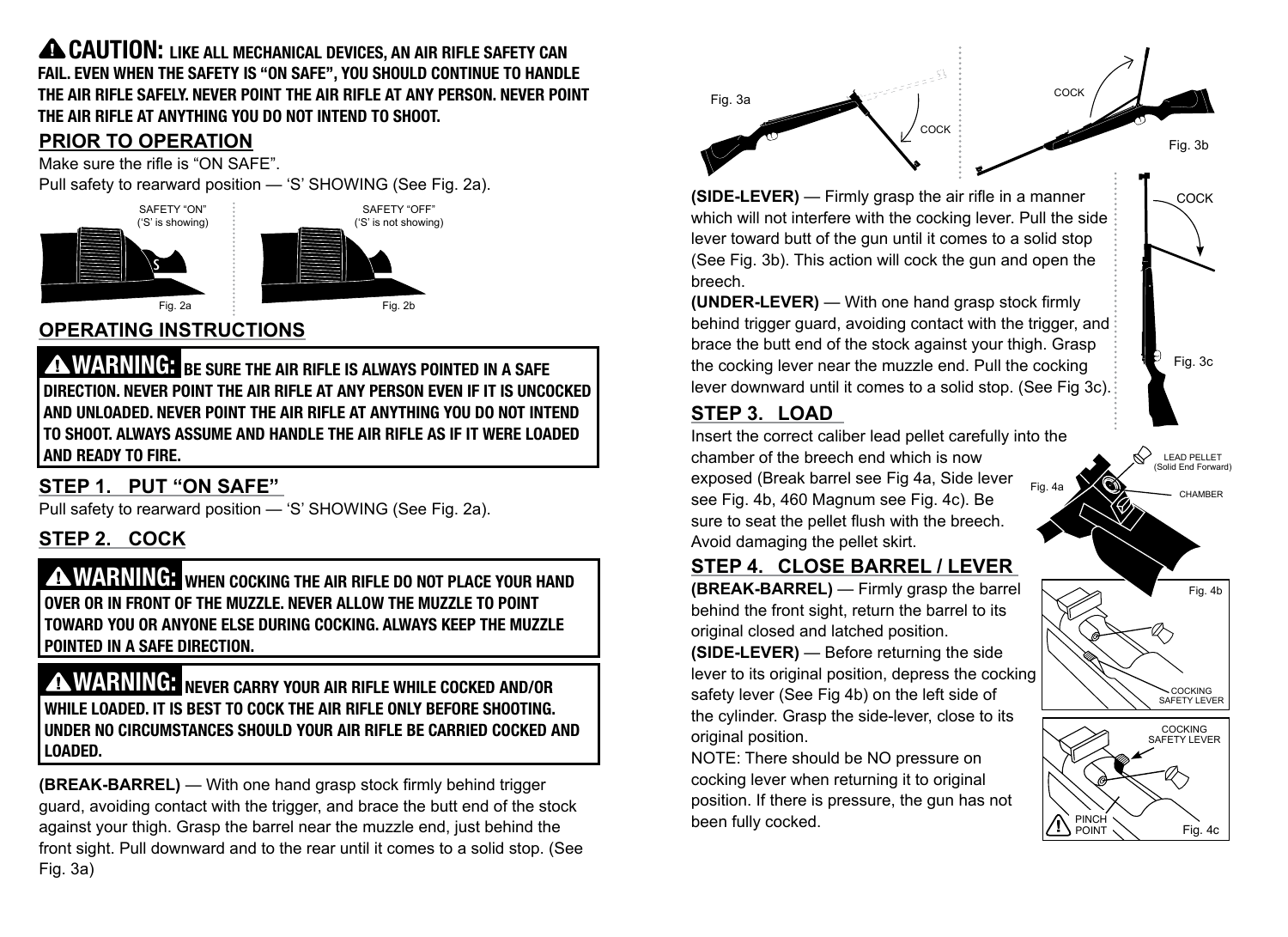**⚠ CAUTION: LIKE ALL MECHANICAL DEVICES, AN AIR RIFLE SAFETY CAN FAIL. EVEN WHEN THE SAFETY IS "ON SAFE", YOU SHOULD CONTINUE TO HANDLE THE AIR RIFLE SAFELY. NEVER POINT THE AIR RIFLE AT ANY PERSON. NEVER POINT THE AIR RIFLE AT ANYTHING YOU DO NOT INTEND TO SHOOT.**

## PRIOR TO OPERATION

Make sure the rifle is "ON SAFE".

Pull safety to rearward position — 'S' SHOWING (See Fig. 2a).

SAFETY "ON" ('S' is showing)

Fig. 2a

SAFETY "OFF" ('S' is not showing)

Fig. 2b

## OPERATING INSTRUCTIONS

**⚠ WARNING: BE SURE THE AIR RIFLE IS ALWAYS POINTED IN A SAFE DIRECTION. NEVER POINT THE AIR RIFLE AT ANY PERSON EVEN IF IT IS UNCOCKED AND UNLOADED. NEVER POINT THE AIR RIFLE AT ANYTHING YOU DO NOT INTEND TO SHOOT. ALWAYS ASSUME AND HANDLE THE AIR RIFLE AS IF IT WERE LOADED AND READY TO FIRE.**

### STEP 1. PUT "ON SAFE"

Pull safety to rearward position — 'S' SHOWING (See Fig. 2a).

### STEP 2. COCK

**⚠ WARNING: WHEN COCKING THE AIR RIFLE DO NOT PLACE YOUR HAND OVER OR IN FRONT OF THE MUZZLE. NEVER ALLOW THE MUZZLE TO POINT TOWARD YOU OR ANYONE ELSE DURING COCKING. ALWAYS KEEP THE MUZZLE POINTED IN A SAFE DIRECTION.**

**⚠ WARNING: NEVER CARRY YOUR AIR RIFLE WHILE COCKED AND/OR WHILE LOADED. IT IS BEST TO COCK THE AIR RIFLE ONLY BEFORE SHOOTING. UNDER NO CIRCUMSTANCES SHOULD YOUR AIR RIFLE BE CARRIED COCKED AND LOADED.**

**(BREAK-BARREL)** — With one hand grasp stock firmly behind trigger guard, avoiding contact with the trigger, and brace the butt end of the stock against your thigh. Grasp the barrel near the muzzle end, just behind the front sight. Pull downward and to the rear until it comes to a solid stop. (See Fig. 3a)

Fig. 3a — COCK

Fig. 3b — COCK

**(SIDE-LEVER)** — Firmly grasp the air rifle in a manner which will not interfere with the cocking lever. Pull the side lever toward butt of the gun until it comes to a solid stop (See Fig. 3b). This action will cock the gun and open the breech.

**(UNDER-LEVER)** — With one hand grasp stock firmly behind trigger guard, avoiding contact with the trigger, and brace the butt end of the stock against your thigh. Grasp the cocking lever near the muzzle end. Pull the cocking lever downward until it comes to a solid stop. (See Fig 3c).

Fig. 3c — COCK

### STEP 3. LOAD

Insert the correct caliber lead pellet carefully into the chamber of the breech end which is now exposed (Break barrel see Fig 4a, Side lever see Fig. 4b, 460 Magnum see Fig. 4c). Be sure to seat the pellet flush with the breech. Avoid damaging the pellet skirt.

Fig. 4a — LEAD PELLET (Solid End Forward); CHAMBER

### STEP 4. CLOSE BARREL / LEVER

**(BREAK-BARREL)** — Firmly grasp the barrel behind the front sight, return the barrel to its original closed and latched position.

**(SIDE-LEVER)** — Before returning the side lever to its original position, depress the cocking safety lever (See Fig 4b) on the left side of the cylinder. Grasp the side-lever, close to its original position.

NOTE: There should be NO pressure on cocking lever when returning it to original position. If there is pressure, the gun has not been fully cocked.

Fig. 4b — COCKING SAFETY LEVER

Fig. 4c — COCKING SAFETY LEVER; ⚠ PINCH POINT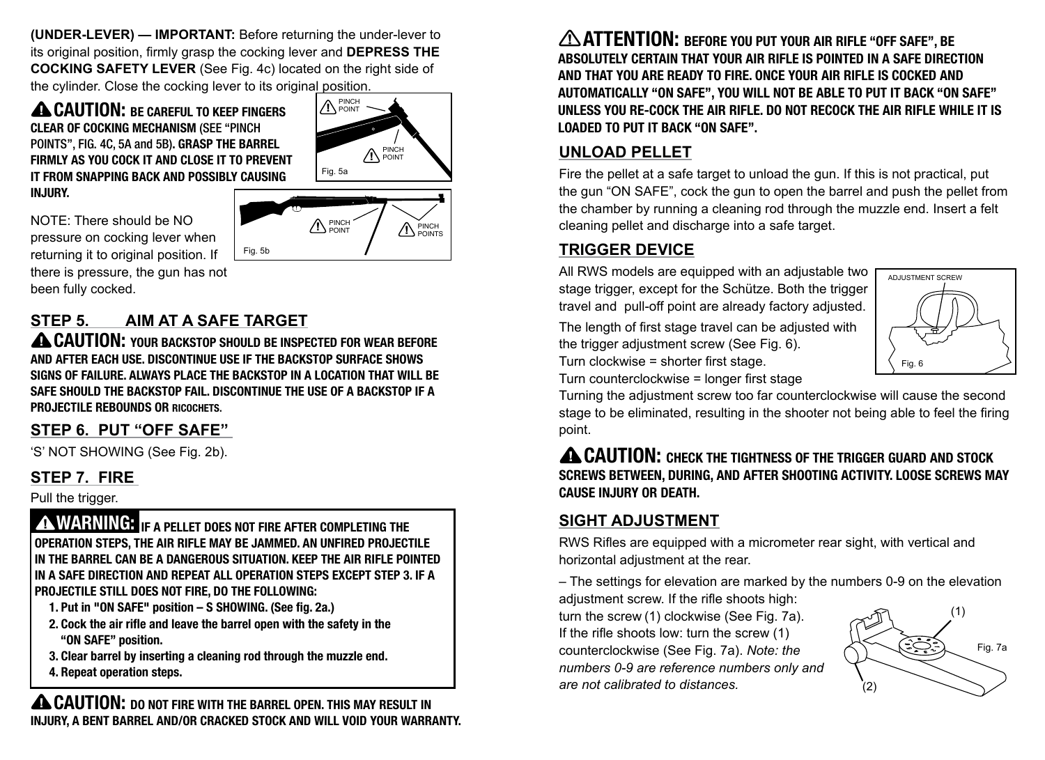**(UNDER-LEVER) — IMPORTANT:** Before returning the under-lever to its original position, firmly grasp the cocking lever and **DEPRESS THE COCKING SAFETY LEVER** (See Fig. 4c) located on the right side of the cylinder. Close the cocking lever to its original position.

**⚠ CAUTION: BE CAREFUL TO KEEP FINGERS CLEAR OF COCKING MECHANISM (SEE "PINCH POINTS", FIG. 4C, 5A and 5B). GRASP THE BARREL FIRMLY AS YOU COCK IT AND CLOSE IT TO PREVENT IT FROM SNAPPING BACK AND POSSIBLY CAUSING INJURY.**

PINCH POINT
PINCH POINT
Fig. 5a

PINCH POINT
PINCH POINTS
Fig. 5b

NOTE: There should be NO pressure on cocking lever when returning it to original position. If there is pressure, the gun has not been fully cocked.

## STEP 5. AIM AT A SAFE TARGET

**⚠ CAUTION: YOUR BACKSTOP SHOULD BE INSPECTED FOR WEAR BEFORE AND AFTER EACH USE. DISCONTINUE USE IF THE BACKSTOP SURFACE SHOWS SIGNS OF FAILURE. ALWAYS PLACE THE BACKSTOP IN A LOCATION THAT WILL BE SAFE SHOULD THE BACKSTOP FAIL. DISCONTINUE THE USE OF A BACKSTOP IF A PROJECTILE REBOUNDS OR RICOCHETS.**

## STEP 6. PUT "OFF SAFE"

'S' NOT SHOWING (See Fig. 2b).

## STEP 7. FIRE

Pull the trigger.

**⚠ WARNING: IF A PELLET DOES NOT FIRE AFTER COMPLETING THE OPERATION STEPS, THE AIR RIFLE MAY BE JAMMED. AN UNFIRED PROJECTILE IN THE BARREL CAN BE A DANGEROUS SITUATION. KEEP THE AIR RIFLE POINTED IN A SAFE DIRECTION AND REPEAT ALL OPERATION STEPS EXCEPT STEP 3. IF A PROJECTILE STILL DOES NOT FIRE, DO THE FOLLOWING:**

1. **Put in "ON SAFE" position – S SHOWING. (See fig. 2a.)**
2. **Cock the air rifle and leave the barrel open with the safety in the "ON SAFE" position.**
3. **Clear barrel by inserting a cleaning rod through the muzzle end.**
4. **Repeat operation steps.**

**⚠ CAUTION: DO NOT FIRE WITH THE BARREL OPEN. THIS MAY RESULT IN INJURY, A BENT BARREL AND/OR CRACKED STOCK AND WILL VOID YOUR WARRANTY.**

**⚠ ATTENTION: BEFORE YOU PUT YOUR AIR RIFLE "OFF SAFE", BE ABSOLUTELY CERTAIN THAT YOUR AIR RIFLE IS POINTED IN A SAFE DIRECTION AND THAT YOU ARE READY TO FIRE. ONCE YOUR AIR RIFLE IS COCKED AND AUTOMATICALLY "ON SAFE", YOU WILL NOT BE ABLE TO PUT IT BACK "ON SAFE" UNLESS YOU RE-COCK THE AIR RIFLE. DO NOT RECOCK THE AIR RIFLE WHILE IT IS LOADED TO PUT IT BACK "ON SAFE".**

## UNLOAD PELLET

Fire the pellet at a safe target to unload the gun. If this is not practical, put the gun "ON SAFE", cock the gun to open the barrel and push the pellet from the chamber by running a cleaning rod through the muzzle end. Insert a felt cleaning pellet and discharge into a safe target.

## TRIGGER DEVICE

All RWS models are equipped with an adjustable two stage trigger, except for the Schütze. Both the trigger travel and pull-off point are already factory adjusted.

The length of first stage travel can be adjusted with the trigger adjustment screw (See Fig. 6).
Turn clockwise = shorter first stage.
Turn counterclockwise = longer first stage

ADJUSTMENT SCREW
Fig. 6

Turning the adjustment screw too far counterclockwise will cause the second stage to be eliminated, resulting in the shooter not being able to feel the firing point.

**⚠ CAUTION: CHECK THE TIGHTNESS OF THE TRIGGER GUARD AND STOCK SCREWS BETWEEN, DURING, AND AFTER SHOOTING ACTIVITY. LOOSE SCREWS MAY CAUSE INJURY OR DEATH.**

## SIGHT ADJUSTMENT

RWS Rifles are equipped with a micrometer rear sight, with vertical and horizontal adjustment at the rear.

– The settings for elevation are marked by the numbers 0-9 on the elevation adjustment screw. If the rifle shoots high: turn the screw (1) clockwise (See Fig. 7a). If the rifle shoots low: turn the screw (1) counterclockwise (See Fig. 7a). *Note: the numbers 0-9 are reference numbers only and are not calibrated to distances.*

(1)
(2)
Fig. 7a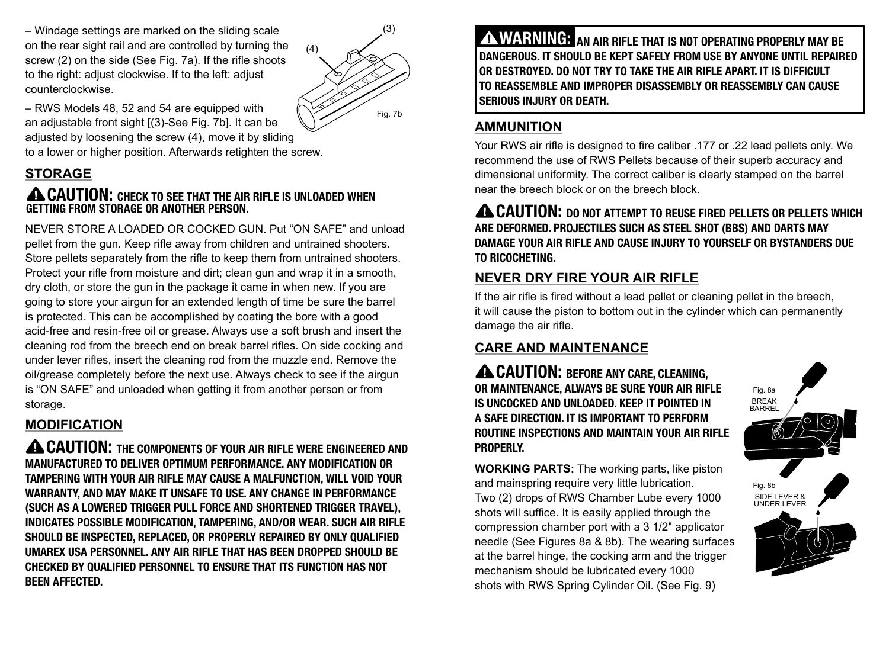– Windage settings are marked on the sliding scale on the rear sight rail and are controlled by turning the screw (2) on the side (See Fig. 7a). If the rifle shoots to the right: adjust clockwise. If to the left: adjust counterclockwise.

– RWS Models 48, 52 and 54 are equipped with an adjustable front sight [(3)-See Fig. 7b]. It can be adjusted by loosening the screw (4), move it by sliding to a lower or higher position. Afterwards retighten the screw.

(4) (3)

Fig. 7b

## STORAGE

**⚠ CAUTION: CHECK TO SEE THAT THE AIR RIFLE IS UNLOADED WHEN GETTING FROM STORAGE OR ANOTHER PERSON.**

NEVER STORE A LOADED OR COCKED GUN. Put "ON SAFE" and unload pellet from the gun. Keep rifle away from children and untrained shooters. Store pellets separately from the rifle to keep them from untrained shooters. Protect your rifle from moisture and dirt; clean gun and wrap it in a smooth, dry cloth, or store the gun in the package it came in when new. If you are going to store your airgun for an extended length of time be sure the barrel is protected. This can be accomplished by coating the bore with a good acid-free and resin-free oil or grease. Always use a soft brush and insert the cleaning rod from the breech end on break barrel rifles. On side cocking and under lever rifles, insert the cleaning rod from the muzzle end. Remove the oil/grease completely before the next use. Always check to see if the airgun is "ON SAFE" and unloaded when getting it from another person or from storage.

## MODIFICATION

**⚠ CAUTION: THE COMPONENTS OF YOUR AIR RIFLE WERE ENGINEERED AND MANUFACTURED TO DELIVER OPTIMUM PERFORMANCE. ANY MODIFICATION OR TAMPERING WITH YOUR AIR RIFLE MAY CAUSE A MALFUNCTION, WILL VOID YOUR WARRANTY, AND MAY MAKE IT UNSAFE TO USE. ANY CHANGE IN PERFORMANCE (SUCH AS A LOWERED TRIGGER PULL FORCE AND SHORTENED TRIGGER TRAVEL), INDICATES POSSIBLE MODIFICATION, TAMPERING, AND/OR WEAR. SUCH AIR RIFLE SHOULD BE INSPECTED, REPLACED, OR PROPERLY REPAIRED BY ONLY QUALIFIED UMAREX USA PERSONNEL. ANY AIR RIFLE THAT HAS BEEN DROPPED SHOULD BE CHECKED BY QUALIFIED PERSONNEL TO ENSURE THAT ITS FUNCTION HAS NOT BEEN AFFECTED.**

**⚠ WARNING: AN AIR RIFLE THAT IS NOT OPERATING PROPERLY MAY BE DANGEROUS. IT SHOULD BE KEPT SAFELY FROM USE BY ANYONE UNTIL REPAIRED OR DESTROYED. DO NOT TRY TO TAKE THE AIR RIFLE APART. IT IS DIFFICULT TO REASSEMBLE AND IMPROPER DISASSEMBLY OR REASSEMBLY CAN CAUSE SERIOUS INJURY OR DEATH.**

## AMMUNITION

Your RWS air rifle is designed to fire caliber .177 or .22 lead pellets only. We recommend the use of RWS Pellets because of their superb accuracy and dimensional uniformity. The correct caliber is clearly stamped on the barrel near the breech block or on the breech block.

**⚠ CAUTION: DO NOT ATTEMPT TO REUSE FIRED PELLETS OR PELLETS WHICH ARE DEFORMED. PROJECTILES SUCH AS STEEL SHOT (BBS) AND DARTS MAY DAMAGE YOUR AIR RIFLE AND CAUSE INJURY TO YOURSELF OR BYSTANDERS DUE TO RICOCHETING.**

## NEVER DRY FIRE YOUR AIR RIFLE

If the air rifle is fired without a lead pellet or cleaning pellet in the breech, it will cause the piston to bottom out in the cylinder which can permanently damage the air rifle.

## CARE AND MAINTENANCE

**⚠ CAUTION: BEFORE ANY CARE, CLEANING, OR MAINTENANCE, ALWAYS BE SURE YOUR AIR RIFLE IS UNCOCKED AND UNLOADED. KEEP IT POINTED IN A SAFE DIRECTION. IT IS IMPORTANT TO PERFORM ROUTINE INSPECTIONS AND MAINTAIN YOUR AIR RIFLE PROPERLY.**

**WORKING PARTS:** The working parts, like piston and mainspring require very little lubrication. Two (2) drops of RWS Chamber Lube every 1000 shots will suffice. It is easily applied through the compression chamber port with a 3 1/2" applicator needle (See Figures 8a & 8b). The wearing surfaces at the barrel hinge, the cocking arm and the trigger mechanism should be lubricated every 1000 shots with RWS Spring Cylinder Oil. (See Fig. 9)

Fig. 8a BREAK BARREL

Fig. 8b SIDE LEVER & UNDER LEVER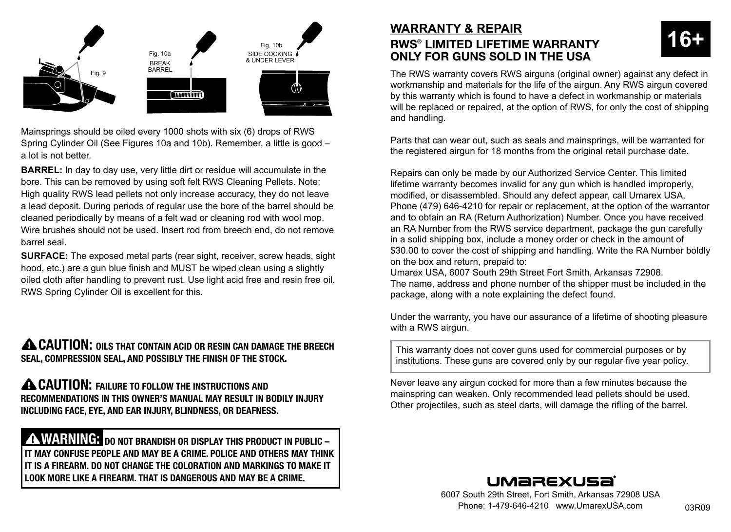Fig. 9

Fig. 10a
BREAK BARREL

Fig. 10b
SIDE COCKING & UNDER LEVER

Mainsprings should be oiled every 1000 shots with six (6) drops of RWS Spring Cylinder Oil (See Figures 10a and 10b). Remember, a little is good – a lot is not better.

**BARREL:** In day to day use, very little dirt or residue will accumulate in the bore. This can be removed by using soft felt RWS Cleaning Pellets. Note: High quality RWS lead pellets not only increase accuracy, they do not leave a lead deposit. During periods of regular use the bore of the barrel should be cleaned periodically by means of a felt wad or cleaning rod with wool mop. Wire brushes should not be used. Insert rod from breech end, do not remove barrel seal.

**SURFACE:** The exposed metal parts (rear sight, receiver, screw heads, sight hood, etc.) are a gun blue finish and MUST be wiped clean using a slightly oiled cloth after handling to prevent rust. Use light acid free and resin free oil. RWS Spring Cylinder Oil is excellent for this.

**⚠ CAUTION: OILS THAT CONTAIN ACID OR RESIN CAN DAMAGE THE BREECH SEAL, COMPRESSION SEAL, AND POSSIBLY THE FINISH OF THE STOCK.**

**⚠ CAUTION: FAILURE TO FOLLOW THE INSTRUCTIONS AND RECOMMENDATIONS IN THIS OWNER'S MANUAL MAY RESULT IN BODILY INJURY INCLUDING FACE, EYE, AND EAR INJURY, BLINDNESS, OR DEAFNESS.**

**⚠ WARNING: DO NOT BRANDISH OR DISPLAY THIS PRODUCT IN PUBLIC – IT MAY CONFUSE PEOPLE AND MAY BE A CRIME. POLICE AND OTHERS MAY THINK IT IS A FIREARM. DO NOT CHANGE THE COLORATION AND MARKINGS TO MAKE IT LOOK MORE LIKE A FIREARM. THAT IS DANGEROUS AND MAY BE A CRIME.**

## WARRANTY & REPAIR

### RWS® LIMITED LIFETIME WARRANTY ONLY FOR GUNS SOLD IN THE USA

**16+**

The RWS warranty covers RWS airguns (original owner) against any defect in workmanship and materials for the life of the airgun. Any RWS airgun covered by this warranty which is found to have a defect in workmanship or materials will be replaced or repaired, at the option of RWS, for only the cost of shipping and handling.

Parts that can wear out, such as seals and mainsprings, will be warranted for the registered airgun for 18 months from the original retail purchase date.

Repairs can only be made by our Authorized Service Center. This limited lifetime warranty becomes invalid for any gun which is handled improperly, modified, or disassembled. Should any defect appear, call Umarex USA, Phone (479) 646-4210 for repair or replacement, at the option of the warrantor and to obtain an RA (Return Authorization) Number. Once you have received an RA Number from the RWS service department, package the gun carefully in a solid shipping box, include a money order or check in the amount of $30.00 to cover the cost of shipping and handling. Write the RA Number boldly on the box and return, prepaid to:
Umarex USA, 6007 South 29th Street Fort Smith, Arkansas 72908.
The name, address and phone number of the shipper must be included in the package, along with a note explaining the defect found.

Under the warranty, you have our assurance of a lifetime of shooting pleasure with a RWS airgun.

This warranty does not cover guns used for commercial purposes or by institutions. These guns are covered only by our regular five year policy.

Never leave any airgun cocked for more than a few minutes because the mainspring can weaken. Only recommended lead pellets should be used. Other projectiles, such as steel darts, will damage the rifling of the barrel.

UMAREXUSA®
6007 South 29th Street, Fort Smith, Arkansas 72908 USA
Phone: 1-479-646-4210 www.UmarexUSA.com

03R09